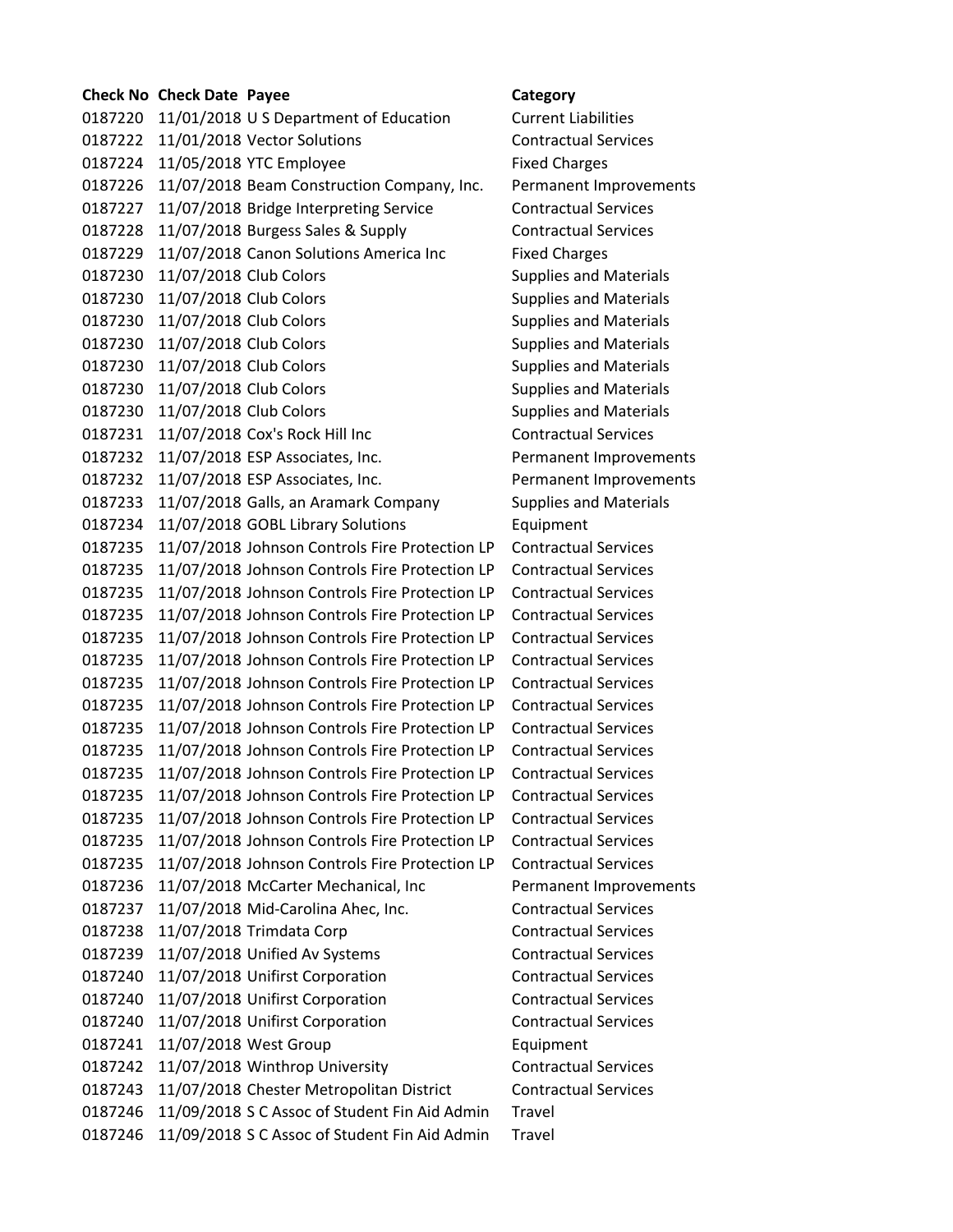| Check No | Check Date | Payee | Category |
|---|---|---|---|
| 0187220 | 11/01/2018 | U S Department of Education | Current Liabilities |
| 0187222 | 11/01/2018 | Vector Solutions | Contractual Services |
| 0187224 | 11/05/2018 | YTC Employee | Fixed Charges |
| 0187226 | 11/07/2018 | Beam Construction Company, Inc. | Permanent Improvements |
| 0187227 | 11/07/2018 | Bridge Interpreting Service | Contractual Services |
| 0187228 | 11/07/2018 | Burgess Sales & Supply | Contractual Services |
| 0187229 | 11/07/2018 | Canon Solutions America Inc | Fixed Charges |
| 0187230 | 11/07/2018 | Club Colors | Supplies and Materials |
| 0187230 | 11/07/2018 | Club Colors | Supplies and Materials |
| 0187230 | 11/07/2018 | Club Colors | Supplies and Materials |
| 0187230 | 11/07/2018 | Club Colors | Supplies and Materials |
| 0187230 | 11/07/2018 | Club Colors | Supplies and Materials |
| 0187230 | 11/07/2018 | Club Colors | Supplies and Materials |
| 0187230 | 11/07/2018 | Club Colors | Supplies and Materials |
| 0187231 | 11/07/2018 | Cox's Rock Hill Inc | Contractual Services |
| 0187232 | 11/07/2018 | ESP Associates, Inc. | Permanent Improvements |
| 0187232 | 11/07/2018 | ESP Associates, Inc. | Permanent Improvements |
| 0187233 | 11/07/2018 | Galls, an Aramark Company | Supplies and Materials |
| 0187234 | 11/07/2018 | GOBL Library Solutions | Equipment |
| 0187235 | 11/07/2018 | Johnson Controls Fire Protection LP | Contractual Services |
| 0187235 | 11/07/2018 | Johnson Controls Fire Protection LP | Contractual Services |
| 0187235 | 11/07/2018 | Johnson Controls Fire Protection LP | Contractual Services |
| 0187235 | 11/07/2018 | Johnson Controls Fire Protection LP | Contractual Services |
| 0187235 | 11/07/2018 | Johnson Controls Fire Protection LP | Contractual Services |
| 0187235 | 11/07/2018 | Johnson Controls Fire Protection LP | Contractual Services |
| 0187235 | 11/07/2018 | Johnson Controls Fire Protection LP | Contractual Services |
| 0187235 | 11/07/2018 | Johnson Controls Fire Protection LP | Contractual Services |
| 0187235 | 11/07/2018 | Johnson Controls Fire Protection LP | Contractual Services |
| 0187235 | 11/07/2018 | Johnson Controls Fire Protection LP | Contractual Services |
| 0187235 | 11/07/2018 | Johnson Controls Fire Protection LP | Contractual Services |
| 0187235 | 11/07/2018 | Johnson Controls Fire Protection LP | Contractual Services |
| 0187235 | 11/07/2018 | Johnson Controls Fire Protection LP | Contractual Services |
| 0187235 | 11/07/2018 | Johnson Controls Fire Protection LP | Contractual Services |
| 0187235 | 11/07/2018 | Johnson Controls Fire Protection LP | Contractual Services |
| 0187236 | 11/07/2018 | McCarter Mechanical, Inc | Permanent Improvements |
| 0187237 | 11/07/2018 | Mid-Carolina Ahec, Inc. | Contractual Services |
| 0187238 | 11/07/2018 | Trimdata Corp | Contractual Services |
| 0187239 | 11/07/2018 | Unified Av Systems | Contractual Services |
| 0187240 | 11/07/2018 | Unifirst Corporation | Contractual Services |
| 0187240 | 11/07/2018 | Unifirst Corporation | Contractual Services |
| 0187240 | 11/07/2018 | Unifirst Corporation | Contractual Services |
| 0187241 | 11/07/2018 | West Group | Equipment |
| 0187242 | 11/07/2018 | Winthrop University | Contractual Services |
| 0187243 | 11/07/2018 | Chester Metropolitan District | Contractual Services |
| 0187246 | 11/09/2018 | S C Assoc of Student Fin Aid Admin | Travel |
| 0187246 | 11/09/2018 | S C Assoc of Student Fin Aid Admin | Travel |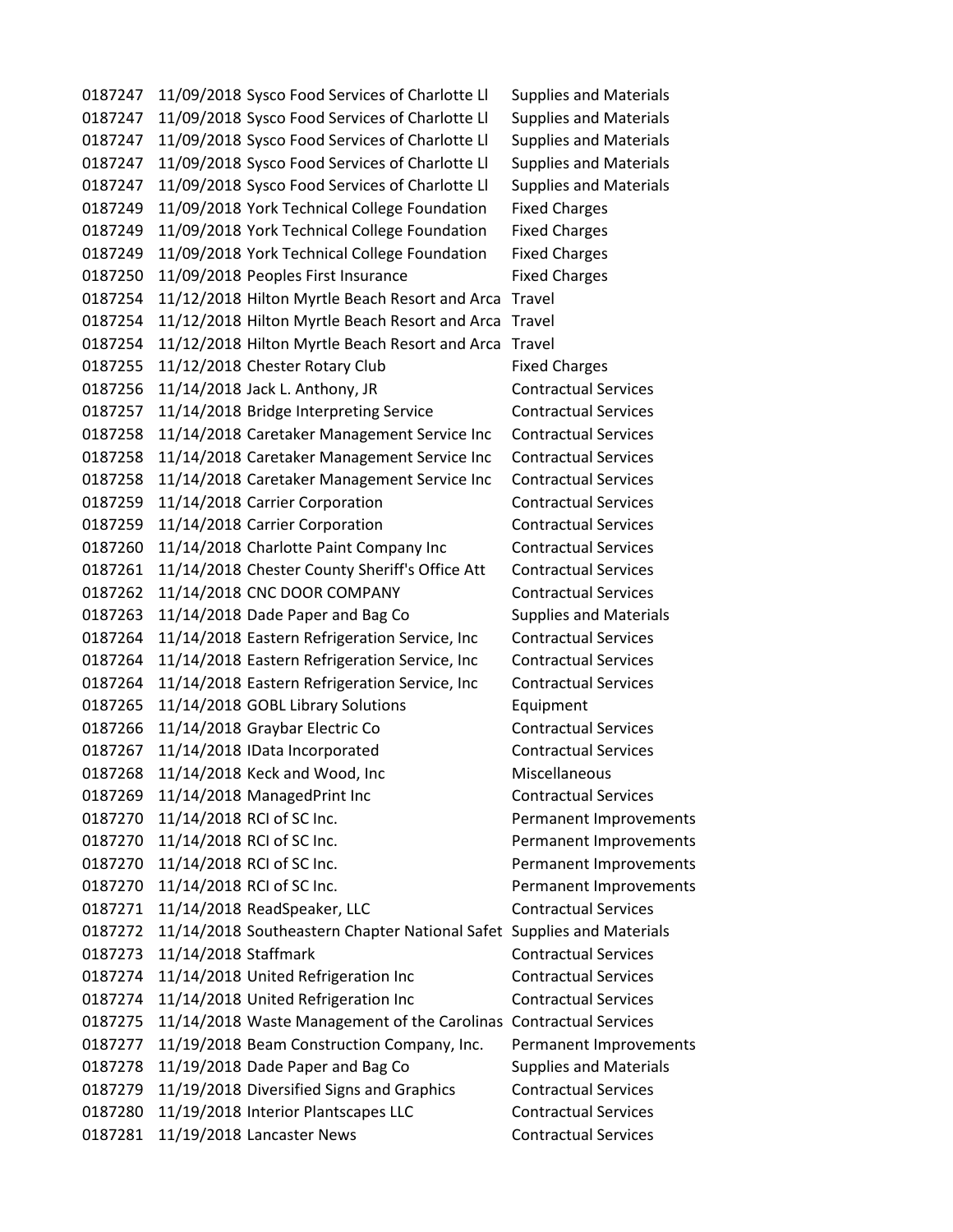| | | | |
|---|---|---|---|
| 0187247 | 11/09/2018 | Sysco Food Services of Charlotte Ll | Supplies and Materials |
| 0187247 | 11/09/2018 | Sysco Food Services of Charlotte Ll | Supplies and Materials |
| 0187247 | 11/09/2018 | Sysco Food Services of Charlotte Ll | Supplies and Materials |
| 0187247 | 11/09/2018 | Sysco Food Services of Charlotte Ll | Supplies and Materials |
| 0187247 | 11/09/2018 | Sysco Food Services of Charlotte Ll | Supplies and Materials |
| 0187249 | 11/09/2018 | York Technical College Foundation | Fixed Charges |
| 0187249 | 11/09/2018 | York Technical College Foundation | Fixed Charges |
| 0187249 | 11/09/2018 | York Technical College Foundation | Fixed Charges |
| 0187250 | 11/09/2018 | Peoples First Insurance | Fixed Charges |
| 0187254 | 11/12/2018 | Hilton Myrtle Beach Resort and Arca | Travel |
| 0187254 | 11/12/2018 | Hilton Myrtle Beach Resort and Arca | Travel |
| 0187254 | 11/12/2018 | Hilton Myrtle Beach Resort and Arca | Travel |
| 0187255 | 11/12/2018 | Chester Rotary Club | Fixed Charges |
| 0187256 | 11/14/2018 | Jack L. Anthony, JR | Contractual Services |
| 0187257 | 11/14/2018 | Bridge Interpreting Service | Contractual Services |
| 0187258 | 11/14/2018 | Caretaker Management Service Inc | Contractual Services |
| 0187258 | 11/14/2018 | Caretaker Management Service Inc | Contractual Services |
| 0187258 | 11/14/2018 | Caretaker Management Service Inc | Contractual Services |
| 0187259 | 11/14/2018 | Carrier Corporation | Contractual Services |
| 0187259 | 11/14/2018 | Carrier Corporation | Contractual Services |
| 0187260 | 11/14/2018 | Charlotte Paint Company Inc | Contractual Services |
| 0187261 | 11/14/2018 | Chester County Sheriff's Office Att | Contractual Services |
| 0187262 | 11/14/2018 | CNC DOOR COMPANY | Contractual Services |
| 0187263 | 11/14/2018 | Dade Paper and Bag Co | Supplies and Materials |
| 0187264 | 11/14/2018 | Eastern Refrigeration Service, Inc | Contractual Services |
| 0187264 | 11/14/2018 | Eastern Refrigeration Service, Inc | Contractual Services |
| 0187264 | 11/14/2018 | Eastern Refrigeration Service, Inc | Contractual Services |
| 0187265 | 11/14/2018 | GOBL Library Solutions | Equipment |
| 0187266 | 11/14/2018 | Graybar Electric Co | Contractual Services |
| 0187267 | 11/14/2018 | IData Incorporated | Contractual Services |
| 0187268 | 11/14/2018 | Keck and Wood, Inc | Miscellaneous |
| 0187269 | 11/14/2018 | ManagedPrint Inc | Contractual Services |
| 0187270 | 11/14/2018 | RCI of SC Inc. | Permanent Improvements |
| 0187270 | 11/14/2018 | RCI of SC Inc. | Permanent Improvements |
| 0187270 | 11/14/2018 | RCI of SC Inc. | Permanent Improvements |
| 0187270 | 11/14/2018 | RCI of SC Inc. | Permanent Improvements |
| 0187271 | 11/14/2018 | ReadSpeaker, LLC | Contractual Services |
| 0187272 | 11/14/2018 | Southeastern Chapter National Safet | Supplies and Materials |
| 0187273 | 11/14/2018 | Staffmark | Contractual Services |
| 0187274 | 11/14/2018 | United Refrigeration Inc | Contractual Services |
| 0187274 | 11/14/2018 | United Refrigeration Inc | Contractual Services |
| 0187275 | 11/14/2018 | Waste Management of the Carolinas | Contractual Services |
| 0187277 | 11/19/2018 | Beam Construction Company, Inc. | Permanent Improvements |
| 0187278 | 11/19/2018 | Dade Paper and Bag Co | Supplies and Materials |
| 0187279 | 11/19/2018 | Diversified Signs and Graphics | Contractual Services |
| 0187280 | 11/19/2018 | Interior Plantscapes LLC | Contractual Services |
| 0187281 | 11/19/2018 | Lancaster News | Contractual Services |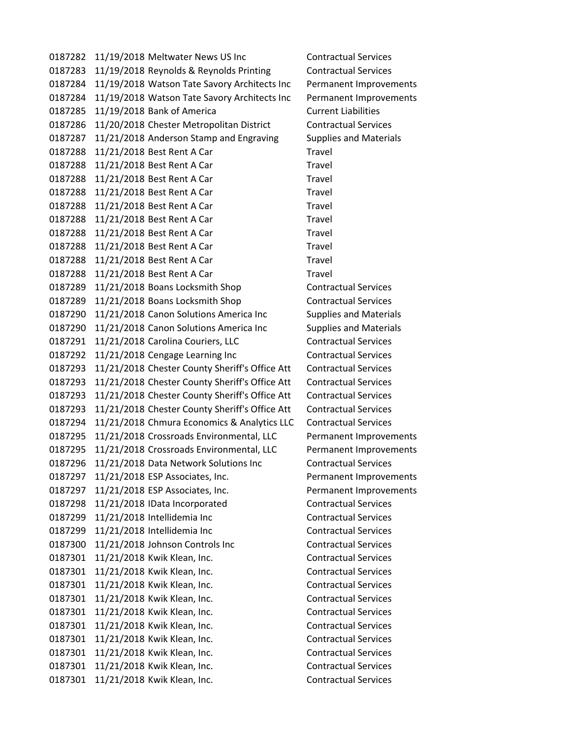| | | | |
|---|---|---|---|
| 0187282 | 11/19/2018 | Meltwater News US Inc | Contractual Services |
| 0187283 | 11/19/2018 | Reynolds & Reynolds Printing | Contractual Services |
| 0187284 | 11/19/2018 | Watson Tate Savory Architects Inc | Permanent Improvements |
| 0187284 | 11/19/2018 | Watson Tate Savory Architects Inc | Permanent Improvements |
| 0187285 | 11/19/2018 | Bank of America | Current Liabilities |
| 0187286 | 11/20/2018 | Chester Metropolitan District | Contractual Services |
| 0187287 | 11/21/2018 | Anderson Stamp and Engraving | Supplies and Materials |
| 0187288 | 11/21/2018 | Best Rent A Car | Travel |
| 0187288 | 11/21/2018 | Best Rent A Car | Travel |
| 0187288 | 11/21/2018 | Best Rent A Car | Travel |
| 0187288 | 11/21/2018 | Best Rent A Car | Travel |
| 0187288 | 11/21/2018 | Best Rent A Car | Travel |
| 0187288 | 11/21/2018 | Best Rent A Car | Travel |
| 0187288 | 11/21/2018 | Best Rent A Car | Travel |
| 0187288 | 11/21/2018 | Best Rent A Car | Travel |
| 0187288 | 11/21/2018 | Best Rent A Car | Travel |
| 0187288 | 11/21/2018 | Best Rent A Car | Travel |
| 0187289 | 11/21/2018 | Boans Locksmith Shop | Contractual Services |
| 0187289 | 11/21/2018 | Boans Locksmith Shop | Contractual Services |
| 0187290 | 11/21/2018 | Canon Solutions America Inc | Supplies and Materials |
| 0187290 | 11/21/2018 | Canon Solutions America Inc | Supplies and Materials |
| 0187291 | 11/21/2018 | Carolina Couriers, LLC | Contractual Services |
| 0187292 | 11/21/2018 | Cengage Learning Inc | Contractual Services |
| 0187293 | 11/21/2018 | Chester County Sheriff's Office Att | Contractual Services |
| 0187293 | 11/21/2018 | Chester County Sheriff's Office Att | Contractual Services |
| 0187293 | 11/21/2018 | Chester County Sheriff's Office Att | Contractual Services |
| 0187293 | 11/21/2018 | Chester County Sheriff's Office Att | Contractual Services |
| 0187294 | 11/21/2018 | Chmura Economics & Analytics LLC | Contractual Services |
| 0187295 | 11/21/2018 | Crossroads Environmental, LLC | Permanent Improvements |
| 0187295 | 11/21/2018 | Crossroads Environmental, LLC | Permanent Improvements |
| 0187296 | 11/21/2018 | Data Network Solutions Inc | Contractual Services |
| 0187297 | 11/21/2018 | ESP Associates, Inc. | Permanent Improvements |
| 0187297 | 11/21/2018 | ESP Associates, Inc. | Permanent Improvements |
| 0187298 | 11/21/2018 | IData Incorporated | Contractual Services |
| 0187299 | 11/21/2018 | Intellidemia Inc | Contractual Services |
| 0187299 | 11/21/2018 | Intellidemia Inc | Contractual Services |
| 0187300 | 11/21/2018 | Johnson Controls Inc | Contractual Services |
| 0187301 | 11/21/2018 | Kwik Klean, Inc. | Contractual Services |
| 0187301 | 11/21/2018 | Kwik Klean, Inc. | Contractual Services |
| 0187301 | 11/21/2018 | Kwik Klean, Inc. | Contractual Services |
| 0187301 | 11/21/2018 | Kwik Klean, Inc. | Contractual Services |
| 0187301 | 11/21/2018 | Kwik Klean, Inc. | Contractual Services |
| 0187301 | 11/21/2018 | Kwik Klean, Inc. | Contractual Services |
| 0187301 | 11/21/2018 | Kwik Klean, Inc. | Contractual Services |
| 0187301 | 11/21/2018 | Kwik Klean, Inc. | Contractual Services |
| 0187301 | 11/21/2018 | Kwik Klean, Inc. | Contractual Services |
| 0187301 | 11/21/2018 | Kwik Klean, Inc. | Contractual Services |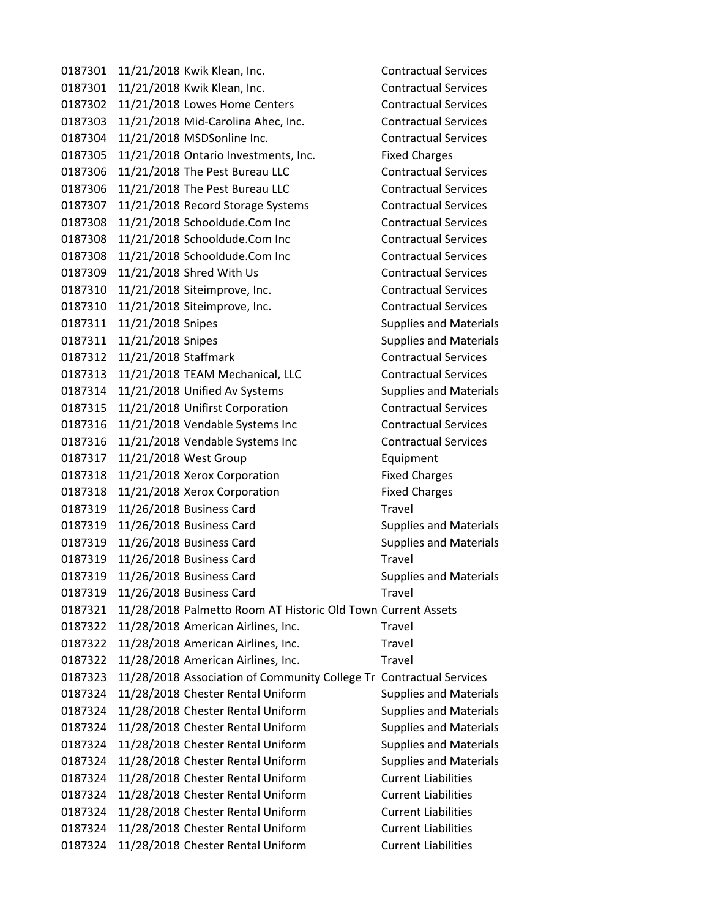| | | | |
|---|---|---|---|
| 0187301 | 11/21/2018 | Kwik Klean, Inc. | Contractual Services |
| 0187301 | 11/21/2018 | Kwik Klean, Inc. | Contractual Services |
| 0187302 | 11/21/2018 | Lowes Home Centers | Contractual Services |
| 0187303 | 11/21/2018 | Mid-Carolina Ahec, Inc. | Contractual Services |
| 0187304 | 11/21/2018 | MSDSonline Inc. | Contractual Services |
| 0187305 | 11/21/2018 | Ontario Investments, Inc. | Fixed Charges |
| 0187306 | 11/21/2018 | The Pest Bureau LLC | Contractual Services |
| 0187306 | 11/21/2018 | The Pest Bureau LLC | Contractual Services |
| 0187307 | 11/21/2018 | Record Storage Systems | Contractual Services |
| 0187308 | 11/21/2018 | Schooldude.Com Inc | Contractual Services |
| 0187308 | 11/21/2018 | Schooldude.Com Inc | Contractual Services |
| 0187308 | 11/21/2018 | Schooldude.Com Inc | Contractual Services |
| 0187309 | 11/21/2018 | Shred With Us | Contractual Services |
| 0187310 | 11/21/2018 | Siteimprove, Inc. | Contractual Services |
| 0187310 | 11/21/2018 | Siteimprove, Inc. | Contractual Services |
| 0187311 | 11/21/2018 | Snipes | Supplies and Materials |
| 0187311 | 11/21/2018 | Snipes | Supplies and Materials |
| 0187312 | 11/21/2018 | Staffmark | Contractual Services |
| 0187313 | 11/21/2018 | TEAM Mechanical, LLC | Contractual Services |
| 0187314 | 11/21/2018 | Unified Av Systems | Supplies and Materials |
| 0187315 | 11/21/2018 | Unifirst Corporation | Contractual Services |
| 0187316 | 11/21/2018 | Vendable Systems Inc | Contractual Services |
| 0187316 | 11/21/2018 | Vendable Systems Inc | Contractual Services |
| 0187317 | 11/21/2018 | West Group | Equipment |
| 0187318 | 11/21/2018 | Xerox Corporation | Fixed Charges |
| 0187318 | 11/21/2018 | Xerox Corporation | Fixed Charges |
| 0187319 | 11/26/2018 | Business Card | Travel |
| 0187319 | 11/26/2018 | Business Card | Supplies and Materials |
| 0187319 | 11/26/2018 | Business Card | Supplies and Materials |
| 0187319 | 11/26/2018 | Business Card | Travel |
| 0187319 | 11/26/2018 | Business Card | Supplies and Materials |
| 0187319 | 11/26/2018 | Business Card | Travel |
| 0187321 | 11/28/2018 | Palmetto Room AT Historic Old Town | Current Assets |
| 0187322 | 11/28/2018 | American Airlines, Inc. | Travel |
| 0187322 | 11/28/2018 | American Airlines, Inc. | Travel |
| 0187322 | 11/28/2018 | American Airlines, Inc. | Travel |
| 0187323 | 11/28/2018 | Association of Community College Tr | Contractual Services |
| 0187324 | 11/28/2018 | Chester Rental Uniform | Supplies and Materials |
| 0187324 | 11/28/2018 | Chester Rental Uniform | Supplies and Materials |
| 0187324 | 11/28/2018 | Chester Rental Uniform | Supplies and Materials |
| 0187324 | 11/28/2018 | Chester Rental Uniform | Supplies and Materials |
| 0187324 | 11/28/2018 | Chester Rental Uniform | Supplies and Materials |
| 0187324 | 11/28/2018 | Chester Rental Uniform | Current Liabilities |
| 0187324 | 11/28/2018 | Chester Rental Uniform | Current Liabilities |
| 0187324 | 11/28/2018 | Chester Rental Uniform | Current Liabilities |
| 0187324 | 11/28/2018 | Chester Rental Uniform | Current Liabilities |
| 0187324 | 11/28/2018 | Chester Rental Uniform | Current Liabilities |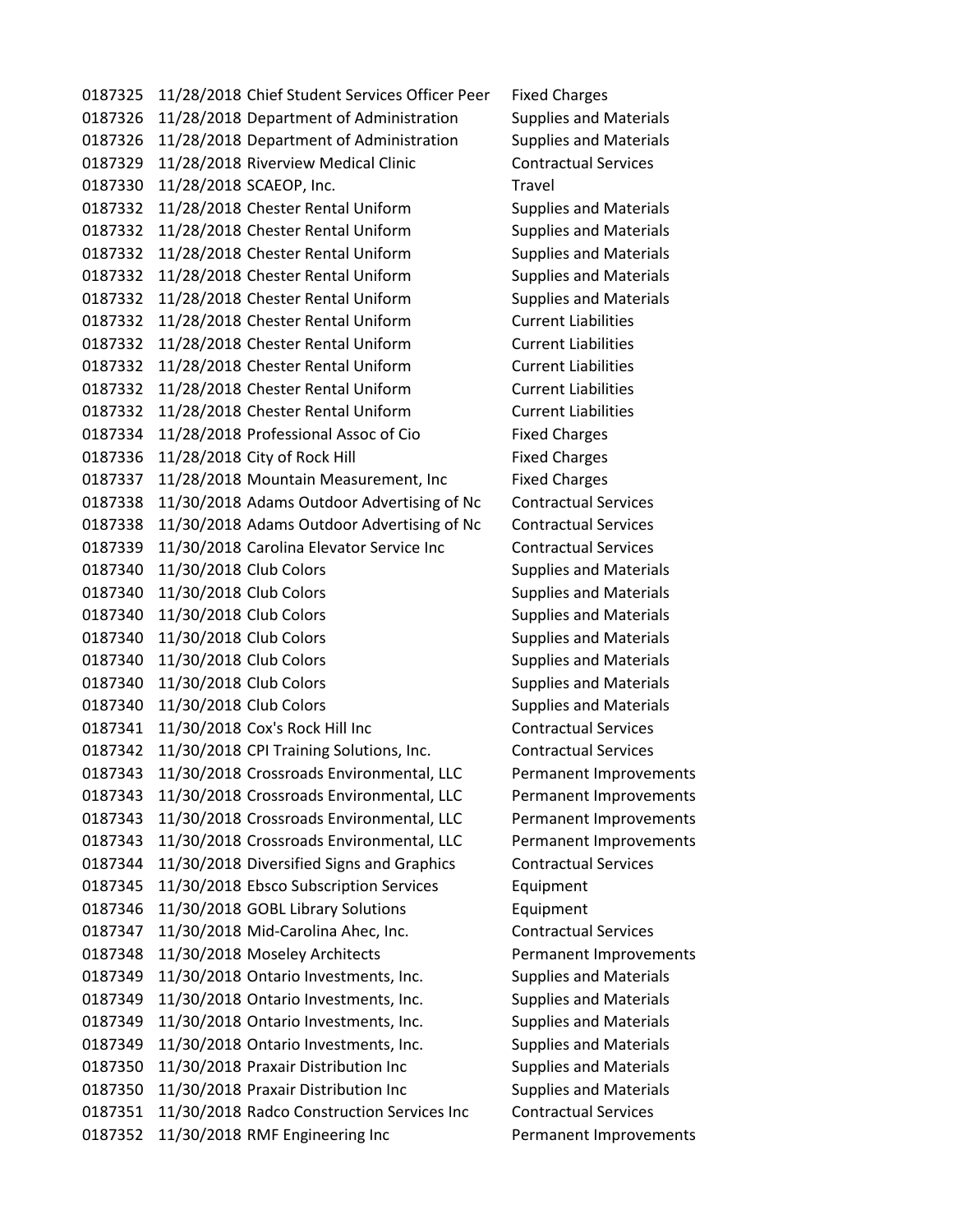| | | | |
|---|---|---|---|
| 0187325 | 11/28/2018 | Chief Student Services Officer Peer | Fixed Charges |
| 0187326 | 11/28/2018 | Department of Administration | Supplies and Materials |
| 0187326 | 11/28/2018 | Department of Administration | Supplies and Materials |
| 0187329 | 11/28/2018 | Riverview Medical Clinic | Contractual Services |
| 0187330 | 11/28/2018 | SCAEOP, Inc. | Travel |
| 0187332 | 11/28/2018 | Chester Rental Uniform | Supplies and Materials |
| 0187332 | 11/28/2018 | Chester Rental Uniform | Supplies and Materials |
| 0187332 | 11/28/2018 | Chester Rental Uniform | Supplies and Materials |
| 0187332 | 11/28/2018 | Chester Rental Uniform | Supplies and Materials |
| 0187332 | 11/28/2018 | Chester Rental Uniform | Supplies and Materials |
| 0187332 | 11/28/2018 | Chester Rental Uniform | Current Liabilities |
| 0187332 | 11/28/2018 | Chester Rental Uniform | Current Liabilities |
| 0187332 | 11/28/2018 | Chester Rental Uniform | Current Liabilities |
| 0187332 | 11/28/2018 | Chester Rental Uniform | Current Liabilities |
| 0187332 | 11/28/2018 | Chester Rental Uniform | Current Liabilities |
| 0187334 | 11/28/2018 | Professional Assoc of Cio | Fixed Charges |
| 0187336 | 11/28/2018 | City of Rock Hill | Fixed Charges |
| 0187337 | 11/28/2018 | Mountain Measurement, Inc | Fixed Charges |
| 0187338 | 11/30/2018 | Adams Outdoor Advertising of Nc | Contractual Services |
| 0187338 | 11/30/2018 | Adams Outdoor Advertising of Nc | Contractual Services |
| 0187339 | 11/30/2018 | Carolina Elevator Service Inc | Contractual Services |
| 0187340 | 11/30/2018 | Club Colors | Supplies and Materials |
| 0187340 | 11/30/2018 | Club Colors | Supplies and Materials |
| 0187340 | 11/30/2018 | Club Colors | Supplies and Materials |
| 0187340 | 11/30/2018 | Club Colors | Supplies and Materials |
| 0187340 | 11/30/2018 | Club Colors | Supplies and Materials |
| 0187340 | 11/30/2018 | Club Colors | Supplies and Materials |
| 0187340 | 11/30/2018 | Club Colors | Supplies and Materials |
| 0187341 | 11/30/2018 | Cox's Rock Hill Inc | Contractual Services |
| 0187342 | 11/30/2018 | CPI Training Solutions, Inc. | Contractual Services |
| 0187343 | 11/30/2018 | Crossroads Environmental, LLC | Permanent Improvements |
| 0187343 | 11/30/2018 | Crossroads Environmental, LLC | Permanent Improvements |
| 0187343 | 11/30/2018 | Crossroads Environmental, LLC | Permanent Improvements |
| 0187343 | 11/30/2018 | Crossroads Environmental, LLC | Permanent Improvements |
| 0187344 | 11/30/2018 | Diversified Signs and Graphics | Contractual Services |
| 0187345 | 11/30/2018 | Ebsco Subscription Services | Equipment |
| 0187346 | 11/30/2018 | GOBL Library Solutions | Equipment |
| 0187347 | 11/30/2018 | Mid-Carolina Ahec, Inc. | Contractual Services |
| 0187348 | 11/30/2018 | Moseley Architects | Permanent Improvements |
| 0187349 | 11/30/2018 | Ontario Investments, Inc. | Supplies and Materials |
| 0187349 | 11/30/2018 | Ontario Investments, Inc. | Supplies and Materials |
| 0187349 | 11/30/2018 | Ontario Investments, Inc. | Supplies and Materials |
| 0187349 | 11/30/2018 | Ontario Investments, Inc. | Supplies and Materials |
| 0187350 | 11/30/2018 | Praxair Distribution Inc | Supplies and Materials |
| 0187350 | 11/30/2018 | Praxair Distribution Inc | Supplies and Materials |
| 0187351 | 11/30/2018 | Radco Construction Services Inc | Contractual Services |
| 0187352 | 11/30/2018 | RMF Engineering Inc | Permanent Improvements |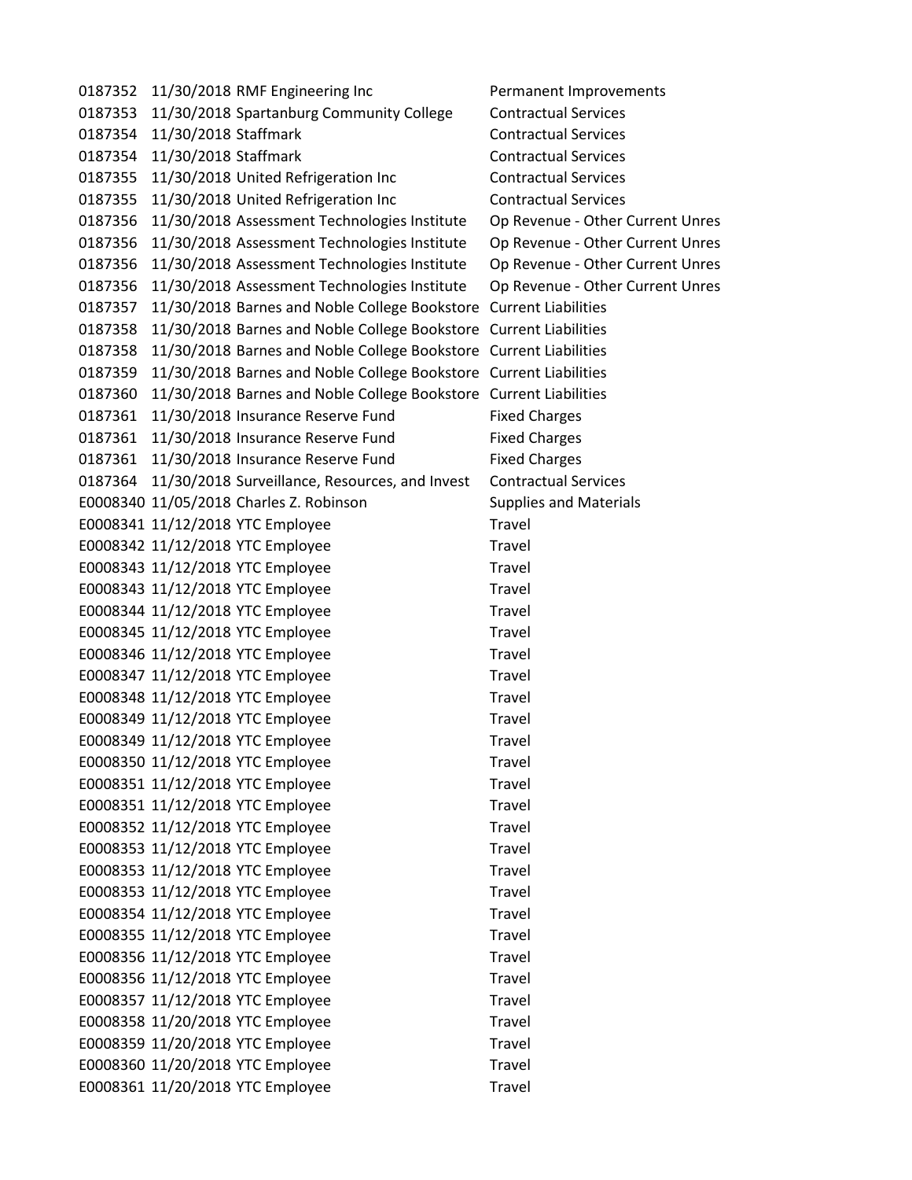| | | | |
|---|---|---|---|
| 0187352 | 11/30/2018 | RMF Engineering Inc | Permanent Improvements |
| 0187353 | 11/30/2018 | Spartanburg Community College | Contractual Services |
| 0187354 | 11/30/2018 | Staffmark | Contractual Services |
| 0187354 | 11/30/2018 | Staffmark | Contractual Services |
| 0187355 | 11/30/2018 | United Refrigeration Inc | Contractual Services |
| 0187355 | 11/30/2018 | United Refrigeration Inc | Contractual Services |
| 0187356 | 11/30/2018 | Assessment Technologies Institute | Op Revenue - Other Current Unres |
| 0187356 | 11/30/2018 | Assessment Technologies Institute | Op Revenue - Other Current Unres |
| 0187356 | 11/30/2018 | Assessment Technologies Institute | Op Revenue - Other Current Unres |
| 0187356 | 11/30/2018 | Assessment Technologies Institute | Op Revenue - Other Current Unres |
| 0187357 | 11/30/2018 | Barnes and Noble College Bookstore | Current Liabilities |
| 0187358 | 11/30/2018 | Barnes and Noble College Bookstore | Current Liabilities |
| 0187358 | 11/30/2018 | Barnes and Noble College Bookstore | Current Liabilities |
| 0187359 | 11/30/2018 | Barnes and Noble College Bookstore | Current Liabilities |
| 0187360 | 11/30/2018 | Barnes and Noble College Bookstore | Current Liabilities |
| 0187361 | 11/30/2018 | Insurance Reserve Fund | Fixed Charges |
| 0187361 | 11/30/2018 | Insurance Reserve Fund | Fixed Charges |
| 0187361 | 11/30/2018 | Insurance Reserve Fund | Fixed Charges |
| 0187364 | 11/30/2018 | Surveillance, Resources, and Invest | Contractual Services |
| E0008340 | 11/05/2018 | Charles Z. Robinson | Supplies and Materials |
| E0008341 | 11/12/2018 | YTC Employee | Travel |
| E0008342 | 11/12/2018 | YTC Employee | Travel |
| E0008343 | 11/12/2018 | YTC Employee | Travel |
| E0008343 | 11/12/2018 | YTC Employee | Travel |
| E0008344 | 11/12/2018 | YTC Employee | Travel |
| E0008345 | 11/12/2018 | YTC Employee | Travel |
| E0008346 | 11/12/2018 | YTC Employee | Travel |
| E0008347 | 11/12/2018 | YTC Employee | Travel |
| E0008348 | 11/12/2018 | YTC Employee | Travel |
| E0008349 | 11/12/2018 | YTC Employee | Travel |
| E0008349 | 11/12/2018 | YTC Employee | Travel |
| E0008350 | 11/12/2018 | YTC Employee | Travel |
| E0008351 | 11/12/2018 | YTC Employee | Travel |
| E0008351 | 11/12/2018 | YTC Employee | Travel |
| E0008352 | 11/12/2018 | YTC Employee | Travel |
| E0008353 | 11/12/2018 | YTC Employee | Travel |
| E0008353 | 11/12/2018 | YTC Employee | Travel |
| E0008353 | 11/12/2018 | YTC Employee | Travel |
| E0008354 | 11/12/2018 | YTC Employee | Travel |
| E0008355 | 11/12/2018 | YTC Employee | Travel |
| E0008356 | 11/12/2018 | YTC Employee | Travel |
| E0008356 | 11/12/2018 | YTC Employee | Travel |
| E0008357 | 11/12/2018 | YTC Employee | Travel |
| E0008358 | 11/20/2018 | YTC Employee | Travel |
| E0008359 | 11/20/2018 | YTC Employee | Travel |
| E0008360 | 11/20/2018 | YTC Employee | Travel |
| E0008361 | 11/20/2018 | YTC Employee | Travel |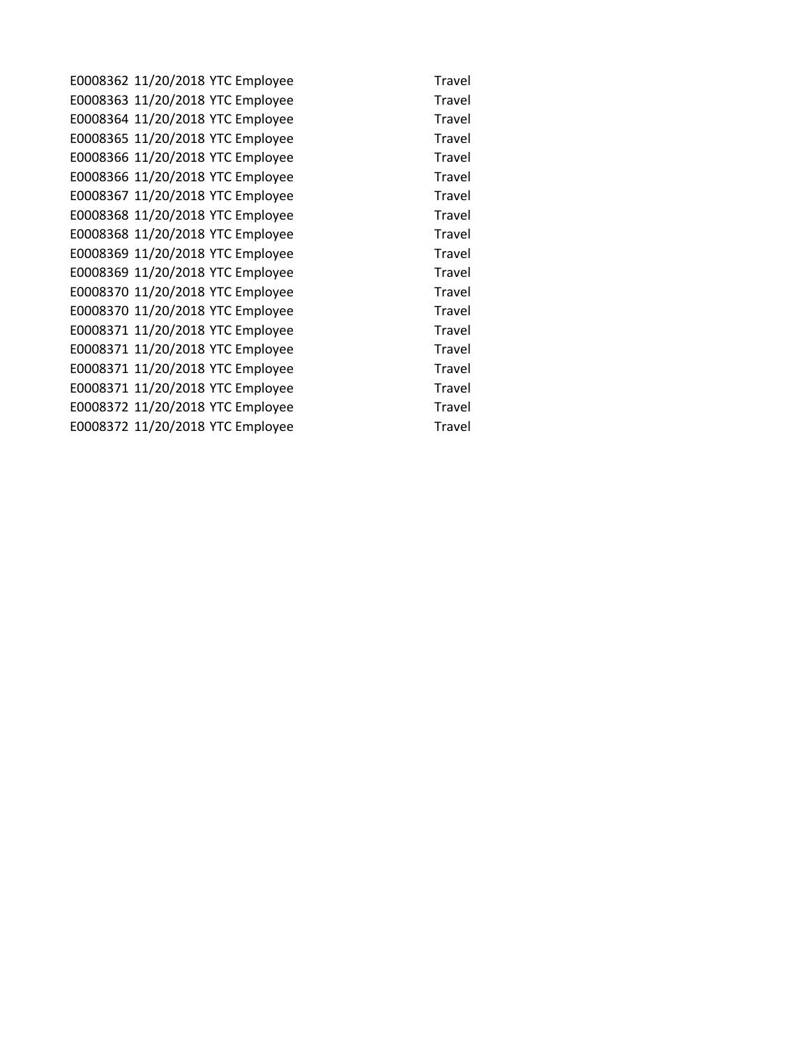| | | | |
|---|---|---|---|
| E0008362 | 11/20/2018 | YTC Employee | Travel |
| E0008363 | 11/20/2018 | YTC Employee | Travel |
| E0008364 | 11/20/2018 | YTC Employee | Travel |
| E0008365 | 11/20/2018 | YTC Employee | Travel |
| E0008366 | 11/20/2018 | YTC Employee | Travel |
| E0008366 | 11/20/2018 | YTC Employee | Travel |
| E0008367 | 11/20/2018 | YTC Employee | Travel |
| E0008368 | 11/20/2018 | YTC Employee | Travel |
| E0008368 | 11/20/2018 | YTC Employee | Travel |
| E0008369 | 11/20/2018 | YTC Employee | Travel |
| E0008369 | 11/20/2018 | YTC Employee | Travel |
| E0008370 | 11/20/2018 | YTC Employee | Travel |
| E0008370 | 11/20/2018 | YTC Employee | Travel |
| E0008371 | 11/20/2018 | YTC Employee | Travel |
| E0008371 | 11/20/2018 | YTC Employee | Travel |
| E0008371 | 11/20/2018 | YTC Employee | Travel |
| E0008371 | 11/20/2018 | YTC Employee | Travel |
| E0008372 | 11/20/2018 | YTC Employee | Travel |
| E0008372 | 11/20/2018 | YTC Employee | Travel |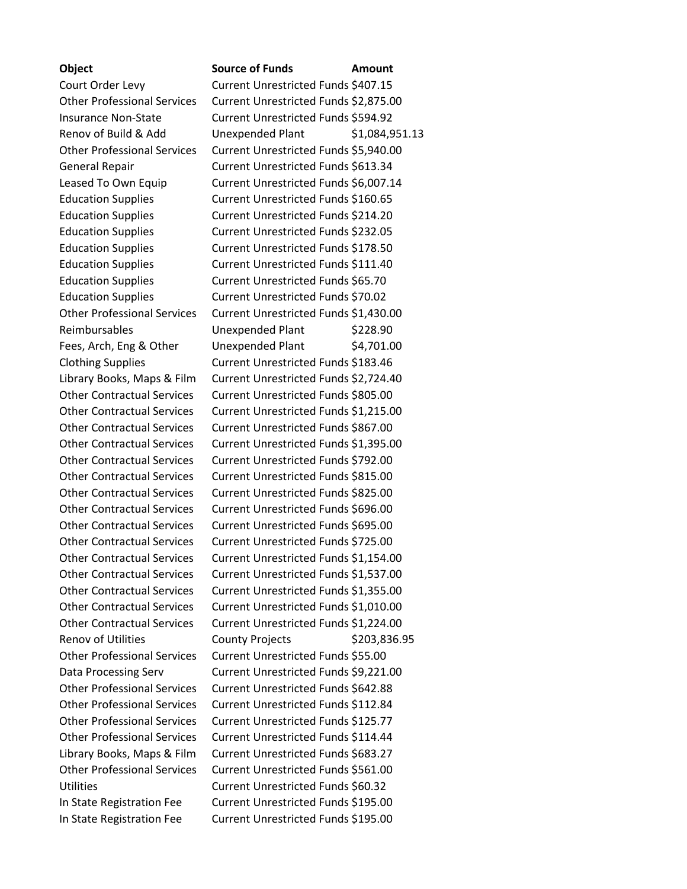| Object | Source of Funds | Amount |
| --- | --- | --- |
| Court Order Levy | Current Unrestricted Funds | $407.15 |
| Other Professional Services | Current Unrestricted Funds | $2,875.00 |
| Insurance Non-State | Current Unrestricted Funds | $594.92 |
| Renov of Build & Add | Unexpended Plant | $1,084,951.13 |
| Other Professional Services | Current Unrestricted Funds | $5,940.00 |
| General Repair | Current Unrestricted Funds | $613.34 |
| Leased To Own Equip | Current Unrestricted Funds | $6,007.14 |
| Education Supplies | Current Unrestricted Funds | $160.65 |
| Education Supplies | Current Unrestricted Funds | $214.20 |
| Education Supplies | Current Unrestricted Funds | $232.05 |
| Education Supplies | Current Unrestricted Funds | $178.50 |
| Education Supplies | Current Unrestricted Funds | $111.40 |
| Education Supplies | Current Unrestricted Funds | $65.70 |
| Education Supplies | Current Unrestricted Funds | $70.02 |
| Other Professional Services | Current Unrestricted Funds | $1,430.00 |
| Reimbursables | Unexpended Plant | $228.90 |
| Fees, Arch, Eng & Other | Unexpended Plant | $4,701.00 |
| Clothing Supplies | Current Unrestricted Funds | $183.46 |
| Library Books, Maps & Film | Current Unrestricted Funds | $2,724.40 |
| Other Contractual Services | Current Unrestricted Funds | $805.00 |
| Other Contractual Services | Current Unrestricted Funds | $1,215.00 |
| Other Contractual Services | Current Unrestricted Funds | $867.00 |
| Other Contractual Services | Current Unrestricted Funds | $1,395.00 |
| Other Contractual Services | Current Unrestricted Funds | $792.00 |
| Other Contractual Services | Current Unrestricted Funds | $815.00 |
| Other Contractual Services | Current Unrestricted Funds | $825.00 |
| Other Contractual Services | Current Unrestricted Funds | $696.00 |
| Other Contractual Services | Current Unrestricted Funds | $695.00 |
| Other Contractual Services | Current Unrestricted Funds | $725.00 |
| Other Contractual Services | Current Unrestricted Funds | $1,154.00 |
| Other Contractual Services | Current Unrestricted Funds | $1,537.00 |
| Other Contractual Services | Current Unrestricted Funds | $1,355.00 |
| Other Contractual Services | Current Unrestricted Funds | $1,010.00 |
| Other Contractual Services | Current Unrestricted Funds | $1,224.00 |
| Renov of Utilities | County Projects | $203,836.95 |
| Other Professional Services | Current Unrestricted Funds | $55.00 |
| Data Processing Serv | Current Unrestricted Funds | $9,221.00 |
| Other Professional Services | Current Unrestricted Funds | $642.88 |
| Other Professional Services | Current Unrestricted Funds | $112.84 |
| Other Professional Services | Current Unrestricted Funds | $125.77 |
| Other Professional Services | Current Unrestricted Funds | $114.44 |
| Library Books, Maps & Film | Current Unrestricted Funds | $683.27 |
| Other Professional Services | Current Unrestricted Funds | $561.00 |
| Utilities | Current Unrestricted Funds | $60.32 |
| In State Registration Fee | Current Unrestricted Funds | $195.00 |
| In State Registration Fee | Current Unrestricted Funds | $195.00 |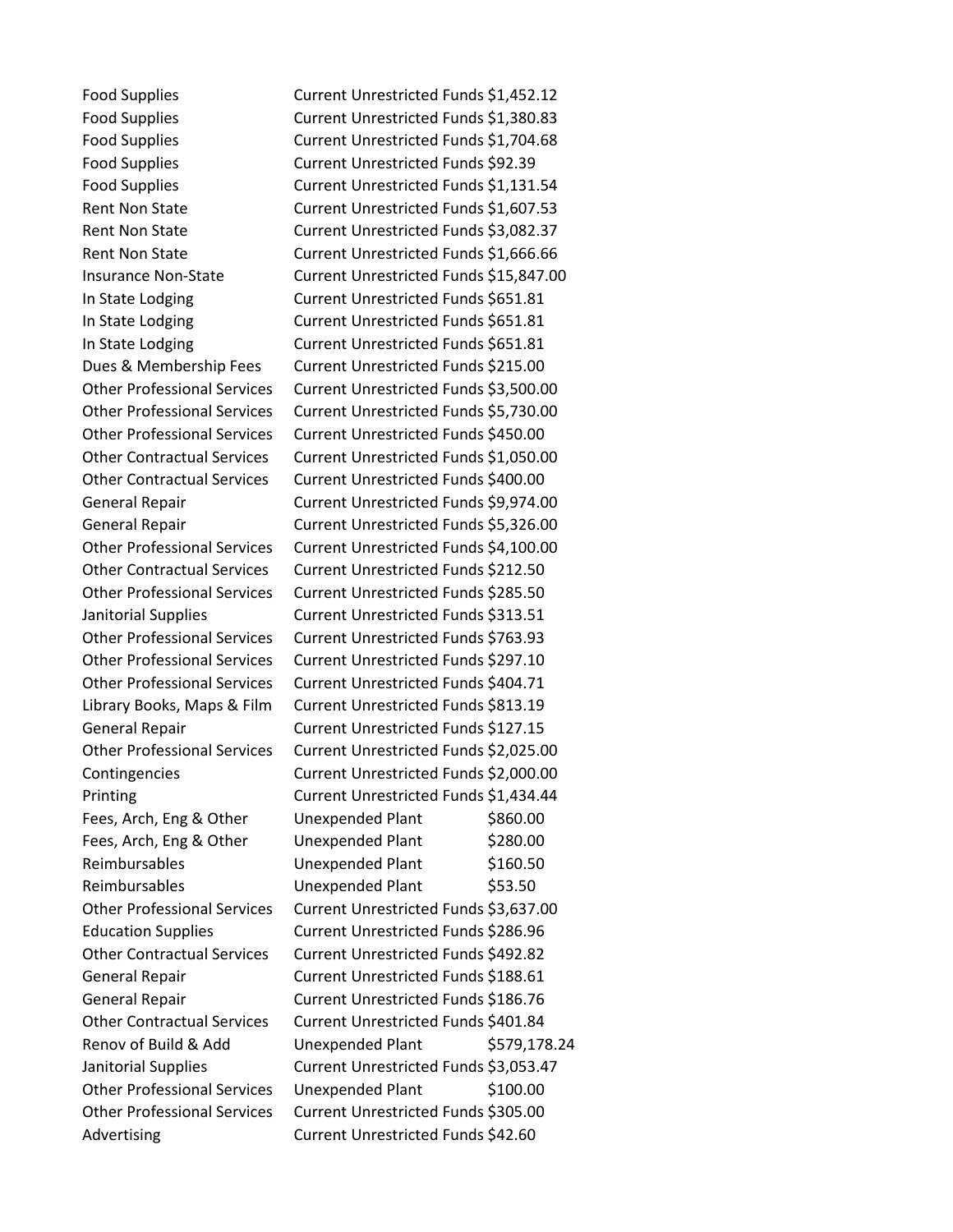| | | |
|---|---|---|
| Food Supplies | Current Unrestricted Funds | $1,452.12 |
| Food Supplies | Current Unrestricted Funds | $1,380.83 |
| Food Supplies | Current Unrestricted Funds | $1,704.68 |
| Food Supplies | Current Unrestricted Funds | $92.39 |
| Food Supplies | Current Unrestricted Funds | $1,131.54 |
| Rent Non State | Current Unrestricted Funds | $1,607.53 |
| Rent Non State | Current Unrestricted Funds | $3,082.37 |
| Rent Non State | Current Unrestricted Funds | $1,666.66 |
| Insurance Non-State | Current Unrestricted Funds | $15,847.00 |
| In State Lodging | Current Unrestricted Funds | $651.81 |
| In State Lodging | Current Unrestricted Funds | $651.81 |
| In State Lodging | Current Unrestricted Funds | $651.81 |
| Dues & Membership Fees | Current Unrestricted Funds | $215.00 |
| Other Professional Services | Current Unrestricted Funds | $3,500.00 |
| Other Professional Services | Current Unrestricted Funds | $5,730.00 |
| Other Professional Services | Current Unrestricted Funds | $450.00 |
| Other Contractual Services | Current Unrestricted Funds | $1,050.00 |
| Other Contractual Services | Current Unrestricted Funds | $400.00 |
| General Repair | Current Unrestricted Funds | $9,974.00 |
| General Repair | Current Unrestricted Funds | $5,326.00 |
| Other Professional Services | Current Unrestricted Funds | $4,100.00 |
| Other Contractual Services | Current Unrestricted Funds | $212.50 |
| Other Professional Services | Current Unrestricted Funds | $285.50 |
| Janitorial Supplies | Current Unrestricted Funds | $313.51 |
| Other Professional Services | Current Unrestricted Funds | $763.93 |
| Other Professional Services | Current Unrestricted Funds | $297.10 |
| Other Professional Services | Current Unrestricted Funds | $404.71 |
| Library Books, Maps & Film | Current Unrestricted Funds | $813.19 |
| General Repair | Current Unrestricted Funds | $127.15 |
| Other Professional Services | Current Unrestricted Funds | $2,025.00 |
| Contingencies | Current Unrestricted Funds | $2,000.00 |
| Printing | Current Unrestricted Funds | $1,434.44 |
| Fees, Arch, Eng & Other | Unexpended Plant | $860.00 |
| Fees, Arch, Eng & Other | Unexpended Plant | $280.00 |
| Reimbursables | Unexpended Plant | $160.50 |
| Reimbursables | Unexpended Plant | $53.50 |
| Other Professional Services | Current Unrestricted Funds | $3,637.00 |
| Education Supplies | Current Unrestricted Funds | $286.96 |
| Other Contractual Services | Current Unrestricted Funds | $492.82 |
| General Repair | Current Unrestricted Funds | $188.61 |
| General Repair | Current Unrestricted Funds | $186.76 |
| Other Contractual Services | Current Unrestricted Funds | $401.84 |
| Renov of Build & Add | Unexpended Plant | $579,178.24 |
| Janitorial Supplies | Current Unrestricted Funds | $3,053.47 |
| Other Professional Services | Unexpended Plant | $100.00 |
| Other Professional Services | Current Unrestricted Funds | $305.00 |
| Advertising | Current Unrestricted Funds | $42.60 |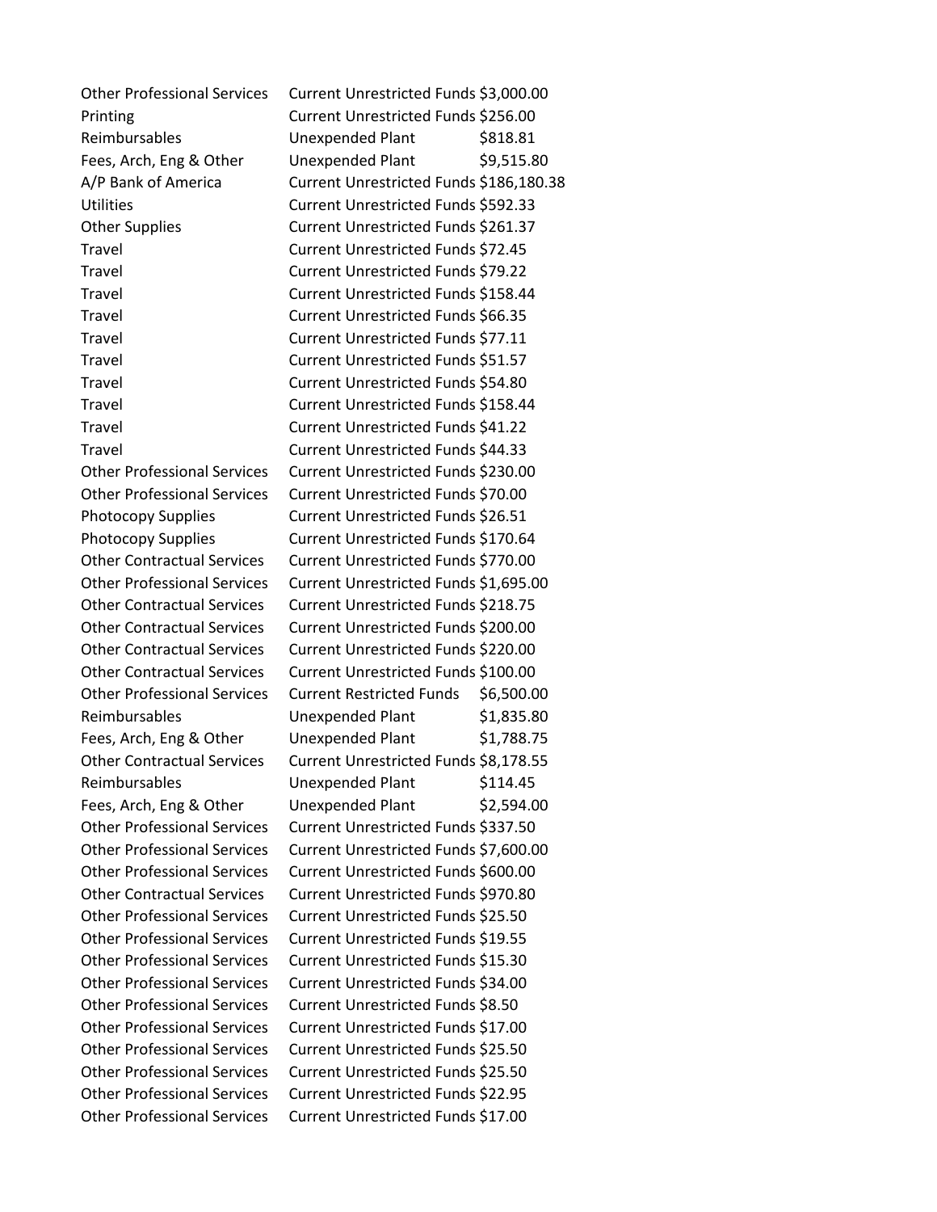| | | |
|---|---|---|
| Other Professional Services | Current Unrestricted Funds | $3,000.00 |
| Printing | Current Unrestricted Funds | $256.00 |
| Reimbursables | Unexpended Plant | $818.81 |
| Fees, Arch, Eng & Other | Unexpended Plant | $9,515.80 |
| A/P Bank of America | Current Unrestricted Funds | $186,180.38 |
| Utilities | Current Unrestricted Funds | $592.33 |
| Other Supplies | Current Unrestricted Funds | $261.37 |
| Travel | Current Unrestricted Funds | $72.45 |
| Travel | Current Unrestricted Funds | $79.22 |
| Travel | Current Unrestricted Funds | $158.44 |
| Travel | Current Unrestricted Funds | $66.35 |
| Travel | Current Unrestricted Funds | $77.11 |
| Travel | Current Unrestricted Funds | $51.57 |
| Travel | Current Unrestricted Funds | $54.80 |
| Travel | Current Unrestricted Funds | $158.44 |
| Travel | Current Unrestricted Funds | $41.22 |
| Travel | Current Unrestricted Funds | $44.33 |
| Other Professional Services | Current Unrestricted Funds | $230.00 |
| Other Professional Services | Current Unrestricted Funds | $70.00 |
| Photocopy Supplies | Current Unrestricted Funds | $26.51 |
| Photocopy Supplies | Current Unrestricted Funds | $170.64 |
| Other Contractual Services | Current Unrestricted Funds | $770.00 |
| Other Professional Services | Current Unrestricted Funds | $1,695.00 |
| Other Contractual Services | Current Unrestricted Funds | $218.75 |
| Other Contractual Services | Current Unrestricted Funds | $200.00 |
| Other Contractual Services | Current Unrestricted Funds | $220.00 |
| Other Contractual Services | Current Unrestricted Funds | $100.00 |
| Other Professional Services | Current Restricted Funds | $6,500.00 |
| Reimbursables | Unexpended Plant | $1,835.80 |
| Fees, Arch, Eng & Other | Unexpended Plant | $1,788.75 |
| Other Contractual Services | Current Unrestricted Funds | $8,178.55 |
| Reimbursables | Unexpended Plant | $114.45 |
| Fees, Arch, Eng & Other | Unexpended Plant | $2,594.00 |
| Other Professional Services | Current Unrestricted Funds | $337.50 |
| Other Professional Services | Current Unrestricted Funds | $7,600.00 |
| Other Professional Services | Current Unrestricted Funds | $600.00 |
| Other Contractual Services | Current Unrestricted Funds | $970.80 |
| Other Professional Services | Current Unrestricted Funds | $25.50 |
| Other Professional Services | Current Unrestricted Funds | $19.55 |
| Other Professional Services | Current Unrestricted Funds | $15.30 |
| Other Professional Services | Current Unrestricted Funds | $34.00 |
| Other Professional Services | Current Unrestricted Funds | $8.50 |
| Other Professional Services | Current Unrestricted Funds | $17.00 |
| Other Professional Services | Current Unrestricted Funds | $25.50 |
| Other Professional Services | Current Unrestricted Funds | $25.50 |
| Other Professional Services | Current Unrestricted Funds | $22.95 |
| Other Professional Services | Current Unrestricted Funds | $17.00 |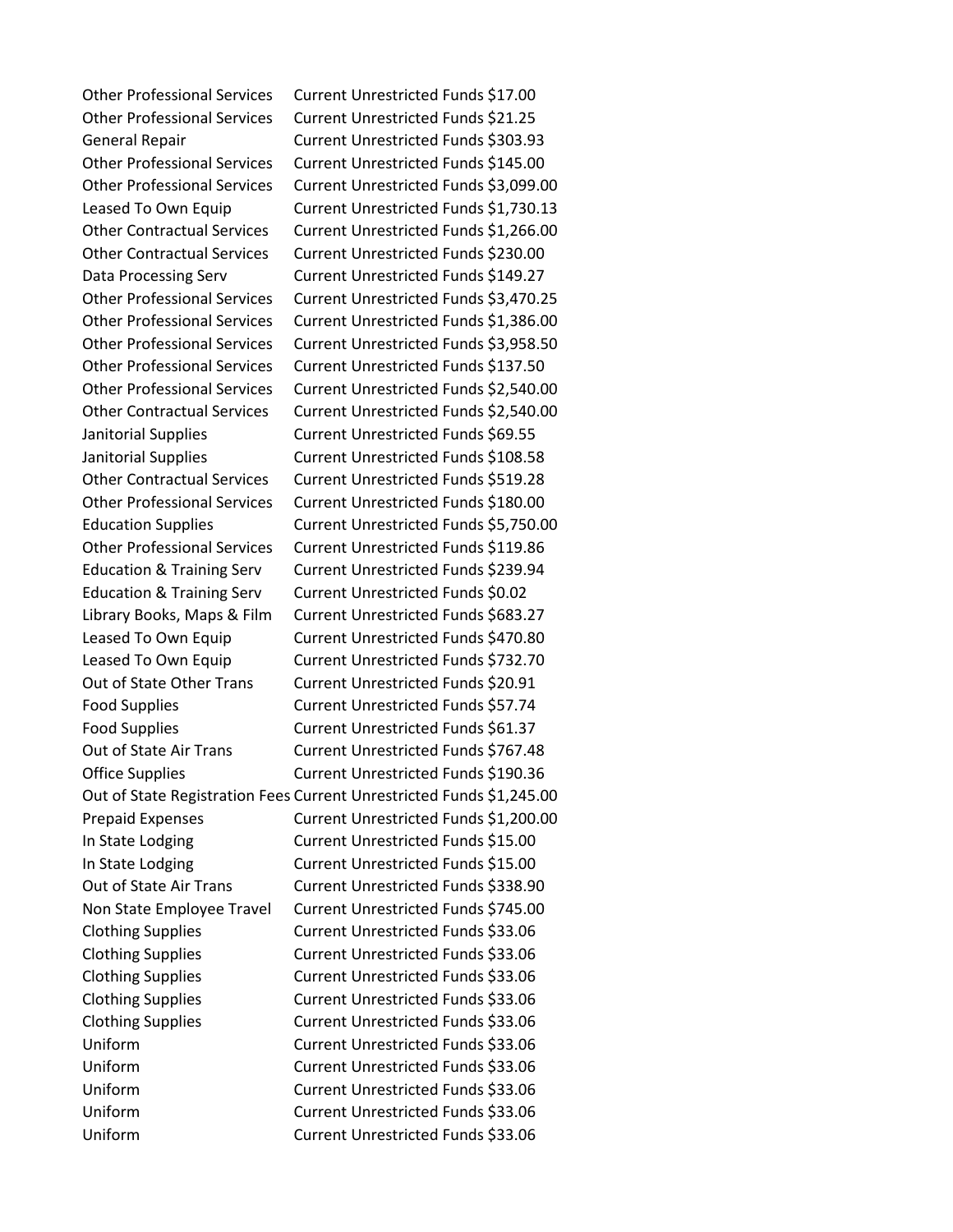| | | |
|---|---|---|
| Other Professional Services | Current Unrestricted Funds | $17.00 |
| Other Professional Services | Current Unrestricted Funds | $21.25 |
| General Repair | Current Unrestricted Funds | $303.93 |
| Other Professional Services | Current Unrestricted Funds | $145.00 |
| Other Professional Services | Current Unrestricted Funds | $3,099.00 |
| Leased To Own Equip | Current Unrestricted Funds | $1,730.13 |
| Other Contractual Services | Current Unrestricted Funds | $1,266.00 |
| Other Contractual Services | Current Unrestricted Funds | $230.00 |
| Data Processing Serv | Current Unrestricted Funds | $149.27 |
| Other Professional Services | Current Unrestricted Funds | $3,470.25 |
| Other Professional Services | Current Unrestricted Funds | $1,386.00 |
| Other Professional Services | Current Unrestricted Funds | $3,958.50 |
| Other Professional Services | Current Unrestricted Funds | $137.50 |
| Other Professional Services | Current Unrestricted Funds | $2,540.00 |
| Other Contractual Services | Current Unrestricted Funds | $2,540.00 |
| Janitorial Supplies | Current Unrestricted Funds | $69.55 |
| Janitorial Supplies | Current Unrestricted Funds | $108.58 |
| Other Contractual Services | Current Unrestricted Funds | $519.28 |
| Other Professional Services | Current Unrestricted Funds | $180.00 |
| Education Supplies | Current Unrestricted Funds | $5,750.00 |
| Other Professional Services | Current Unrestricted Funds | $119.86 |
| Education & Training Serv | Current Unrestricted Funds | $239.94 |
| Education & Training Serv | Current Unrestricted Funds | $0.02 |
| Library Books, Maps & Film | Current Unrestricted Funds | $683.27 |
| Leased To Own Equip | Current Unrestricted Funds | $470.80 |
| Leased To Own Equip | Current Unrestricted Funds | $732.70 |
| Out of State Other Trans | Current Unrestricted Funds | $20.91 |
| Food Supplies | Current Unrestricted Funds | $57.74 |
| Food Supplies | Current Unrestricted Funds | $61.37 |
| Out of State Air Trans | Current Unrestricted Funds | $767.48 |
| Office Supplies | Current Unrestricted Funds | $190.36 |
| Out of State Registration Fees | Current Unrestricted Funds | $1,245.00 |
| Prepaid Expenses | Current Unrestricted Funds | $1,200.00 |
| In State Lodging | Current Unrestricted Funds | $15.00 |
| In State Lodging | Current Unrestricted Funds | $15.00 |
| Out of State Air Trans | Current Unrestricted Funds | $338.90 |
| Non State Employee Travel | Current Unrestricted Funds | $745.00 |
| Clothing Supplies | Current Unrestricted Funds | $33.06 |
| Clothing Supplies | Current Unrestricted Funds | $33.06 |
| Clothing Supplies | Current Unrestricted Funds | $33.06 |
| Clothing Supplies | Current Unrestricted Funds | $33.06 |
| Clothing Supplies | Current Unrestricted Funds | $33.06 |
| Uniform | Current Unrestricted Funds | $33.06 |
| Uniform | Current Unrestricted Funds | $33.06 |
| Uniform | Current Unrestricted Funds | $33.06 |
| Uniform | Current Unrestricted Funds | $33.06 |
| Uniform | Current Unrestricted Funds | $33.06 |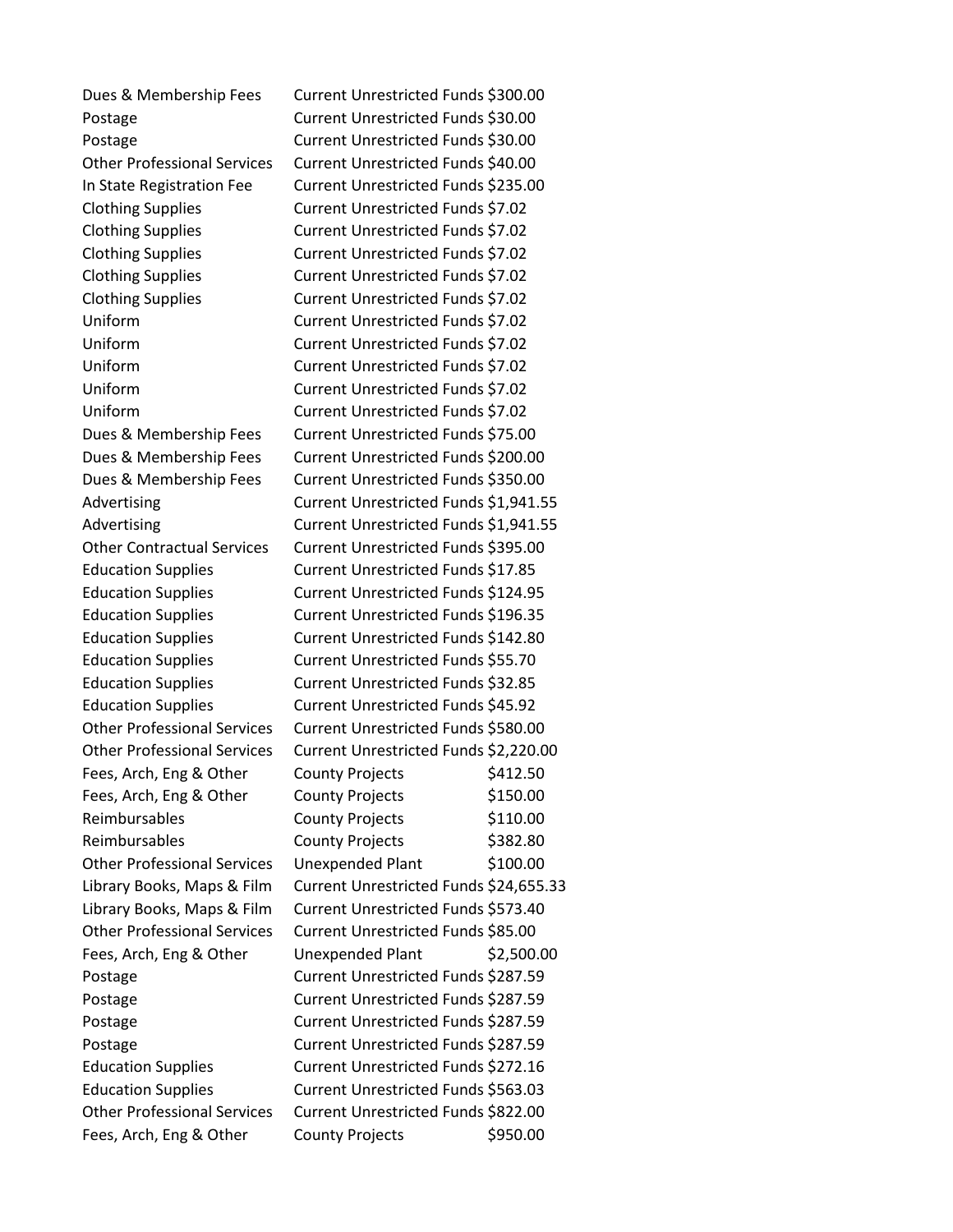| | | |
|---|---|---|
| Dues & Membership Fees | Current Unrestricted Funds | $300.00 |
| Postage | Current Unrestricted Funds | $30.00 |
| Postage | Current Unrestricted Funds | $30.00 |
| Other Professional Services | Current Unrestricted Funds | $40.00 |
| In State Registration Fee | Current Unrestricted Funds | $235.00 |
| Clothing Supplies | Current Unrestricted Funds | $7.02 |
| Clothing Supplies | Current Unrestricted Funds | $7.02 |
| Clothing Supplies | Current Unrestricted Funds | $7.02 |
| Clothing Supplies | Current Unrestricted Funds | $7.02 |
| Clothing Supplies | Current Unrestricted Funds | $7.02 |
| Uniform | Current Unrestricted Funds | $7.02 |
| Uniform | Current Unrestricted Funds | $7.02 |
| Uniform | Current Unrestricted Funds | $7.02 |
| Uniform | Current Unrestricted Funds | $7.02 |
| Uniform | Current Unrestricted Funds | $7.02 |
| Dues & Membership Fees | Current Unrestricted Funds | $75.00 |
| Dues & Membership Fees | Current Unrestricted Funds | $200.00 |
| Dues & Membership Fees | Current Unrestricted Funds | $350.00 |
| Advertising | Current Unrestricted Funds | $1,941.55 |
| Advertising | Current Unrestricted Funds | $1,941.55 |
| Other Contractual Services | Current Unrestricted Funds | $395.00 |
| Education Supplies | Current Unrestricted Funds | $17.85 |
| Education Supplies | Current Unrestricted Funds | $124.95 |
| Education Supplies | Current Unrestricted Funds | $196.35 |
| Education Supplies | Current Unrestricted Funds | $142.80 |
| Education Supplies | Current Unrestricted Funds | $55.70 |
| Education Supplies | Current Unrestricted Funds | $32.85 |
| Education Supplies | Current Unrestricted Funds | $45.92 |
| Other Professional Services | Current Unrestricted Funds | $580.00 |
| Other Professional Services | Current Unrestricted Funds | $2,220.00 |
| Fees, Arch, Eng & Other | County Projects | $412.50 |
| Fees, Arch, Eng & Other | County Projects | $150.00 |
| Reimbursables | County Projects | $110.00 |
| Reimbursables | County Projects | $382.80 |
| Other Professional Services | Unexpended Plant | $100.00 |
| Library Books, Maps & Film | Current Unrestricted Funds | $24,655.33 |
| Library Books, Maps & Film | Current Unrestricted Funds | $573.40 |
| Other Professional Services | Current Unrestricted Funds | $85.00 |
| Fees, Arch, Eng & Other | Unexpended Plant | $2,500.00 |
| Postage | Current Unrestricted Funds | $287.59 |
| Postage | Current Unrestricted Funds | $287.59 |
| Postage | Current Unrestricted Funds | $287.59 |
| Postage | Current Unrestricted Funds | $287.59 |
| Education Supplies | Current Unrestricted Funds | $272.16 |
| Education Supplies | Current Unrestricted Funds | $563.03 |
| Other Professional Services | Current Unrestricted Funds | $822.00 |
| Fees, Arch, Eng & Other | County Projects | $950.00 |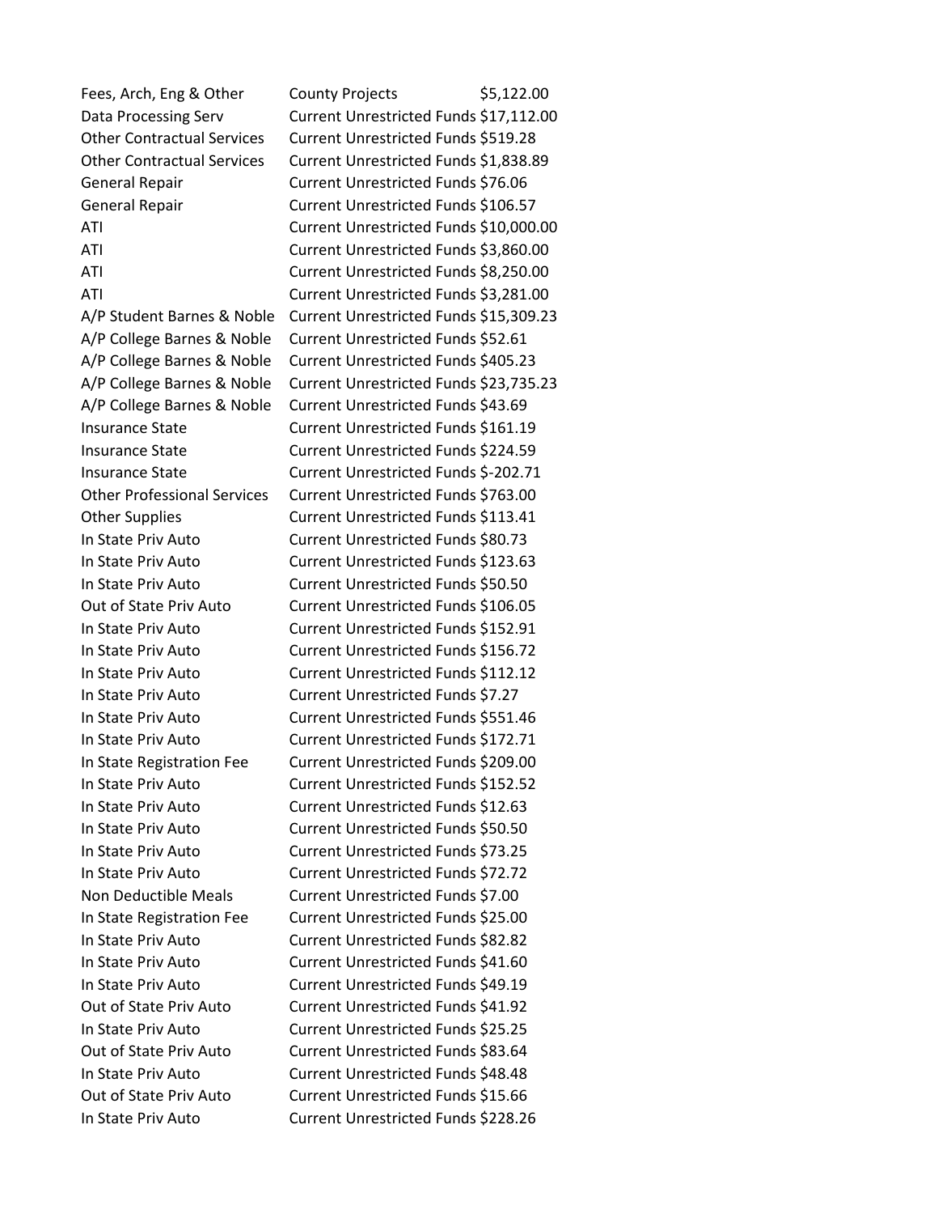| | | |
|---|---|---|
| Fees, Arch, Eng & Other | County Projects | $5,122.00 |
| Data Processing Serv | Current Unrestricted Funds | $17,112.00 |
| Other Contractual Services | Current Unrestricted Funds | $519.28 |
| Other Contractual Services | Current Unrestricted Funds | $1,838.89 |
| General Repair | Current Unrestricted Funds | $76.06 |
| General Repair | Current Unrestricted Funds | $106.57 |
| ATI | Current Unrestricted Funds | $10,000.00 |
| ATI | Current Unrestricted Funds | $3,860.00 |
| ATI | Current Unrestricted Funds | $8,250.00 |
| ATI | Current Unrestricted Funds | $3,281.00 |
| A/P Student Barnes & Noble | Current Unrestricted Funds | $15,309.23 |
| A/P College Barnes & Noble | Current Unrestricted Funds | $52.61 |
| A/P College Barnes & Noble | Current Unrestricted Funds | $405.23 |
| A/P College Barnes & Noble | Current Unrestricted Funds | $23,735.23 |
| A/P College Barnes & Noble | Current Unrestricted Funds | $43.69 |
| Insurance State | Current Unrestricted Funds | $161.19 |
| Insurance State | Current Unrestricted Funds | $224.59 |
| Insurance State | Current Unrestricted Funds | $-202.71 |
| Other Professional Services | Current Unrestricted Funds | $763.00 |
| Other Supplies | Current Unrestricted Funds | $113.41 |
| In State Priv Auto | Current Unrestricted Funds | $80.73 |
| In State Priv Auto | Current Unrestricted Funds | $123.63 |
| In State Priv Auto | Current Unrestricted Funds | $50.50 |
| Out of State Priv Auto | Current Unrestricted Funds | $106.05 |
| In State Priv Auto | Current Unrestricted Funds | $152.91 |
| In State Priv Auto | Current Unrestricted Funds | $156.72 |
| In State Priv Auto | Current Unrestricted Funds | $112.12 |
| In State Priv Auto | Current Unrestricted Funds | $7.27 |
| In State Priv Auto | Current Unrestricted Funds | $551.46 |
| In State Priv Auto | Current Unrestricted Funds | $172.71 |
| In State Registration Fee | Current Unrestricted Funds | $209.00 |
| In State Priv Auto | Current Unrestricted Funds | $152.52 |
| In State Priv Auto | Current Unrestricted Funds | $12.63 |
| In State Priv Auto | Current Unrestricted Funds | $50.50 |
| In State Priv Auto | Current Unrestricted Funds | $73.25 |
| In State Priv Auto | Current Unrestricted Funds | $72.72 |
| Non Deductible Meals | Current Unrestricted Funds | $7.00 |
| In State Registration Fee | Current Unrestricted Funds | $25.00 |
| In State Priv Auto | Current Unrestricted Funds | $82.82 |
| In State Priv Auto | Current Unrestricted Funds | $41.60 |
| In State Priv Auto | Current Unrestricted Funds | $49.19 |
| Out of State Priv Auto | Current Unrestricted Funds | $41.92 |
| In State Priv Auto | Current Unrestricted Funds | $25.25 |
| Out of State Priv Auto | Current Unrestricted Funds | $83.64 |
| In State Priv Auto | Current Unrestricted Funds | $48.48 |
| Out of State Priv Auto | Current Unrestricted Funds | $15.66 |
| In State Priv Auto | Current Unrestricted Funds | $228.26 |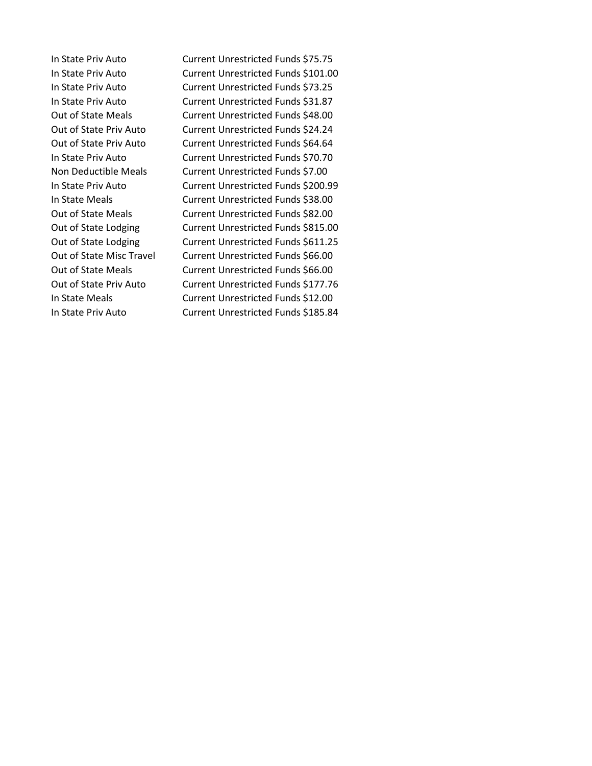| | |
|---|---|
| In State Priv Auto | Current Unrestricted Funds $75.75 |
| In State Priv Auto | Current Unrestricted Funds $101.00 |
| In State Priv Auto | Current Unrestricted Funds $73.25 |
| In State Priv Auto | Current Unrestricted Funds $31.87 |
| Out of State Meals | Current Unrestricted Funds $48.00 |
| Out of State Priv Auto | Current Unrestricted Funds $24.24 |
| Out of State Priv Auto | Current Unrestricted Funds $64.64 |
| In State Priv Auto | Current Unrestricted Funds $70.70 |
| Non Deductible Meals | Current Unrestricted Funds $7.00 |
| In State Priv Auto | Current Unrestricted Funds $200.99 |
| In State Meals | Current Unrestricted Funds $38.00 |
| Out of State Meals | Current Unrestricted Funds $82.00 |
| Out of State Lodging | Current Unrestricted Funds $815.00 |
| Out of State Lodging | Current Unrestricted Funds $611.25 |
| Out of State Misc Travel | Current Unrestricted Funds $66.00 |
| Out of State Meals | Current Unrestricted Funds $66.00 |
| Out of State Priv Auto | Current Unrestricted Funds $177.76 |
| In State Meals | Current Unrestricted Funds $12.00 |
| In State Priv Auto | Current Unrestricted Funds $185.84 |